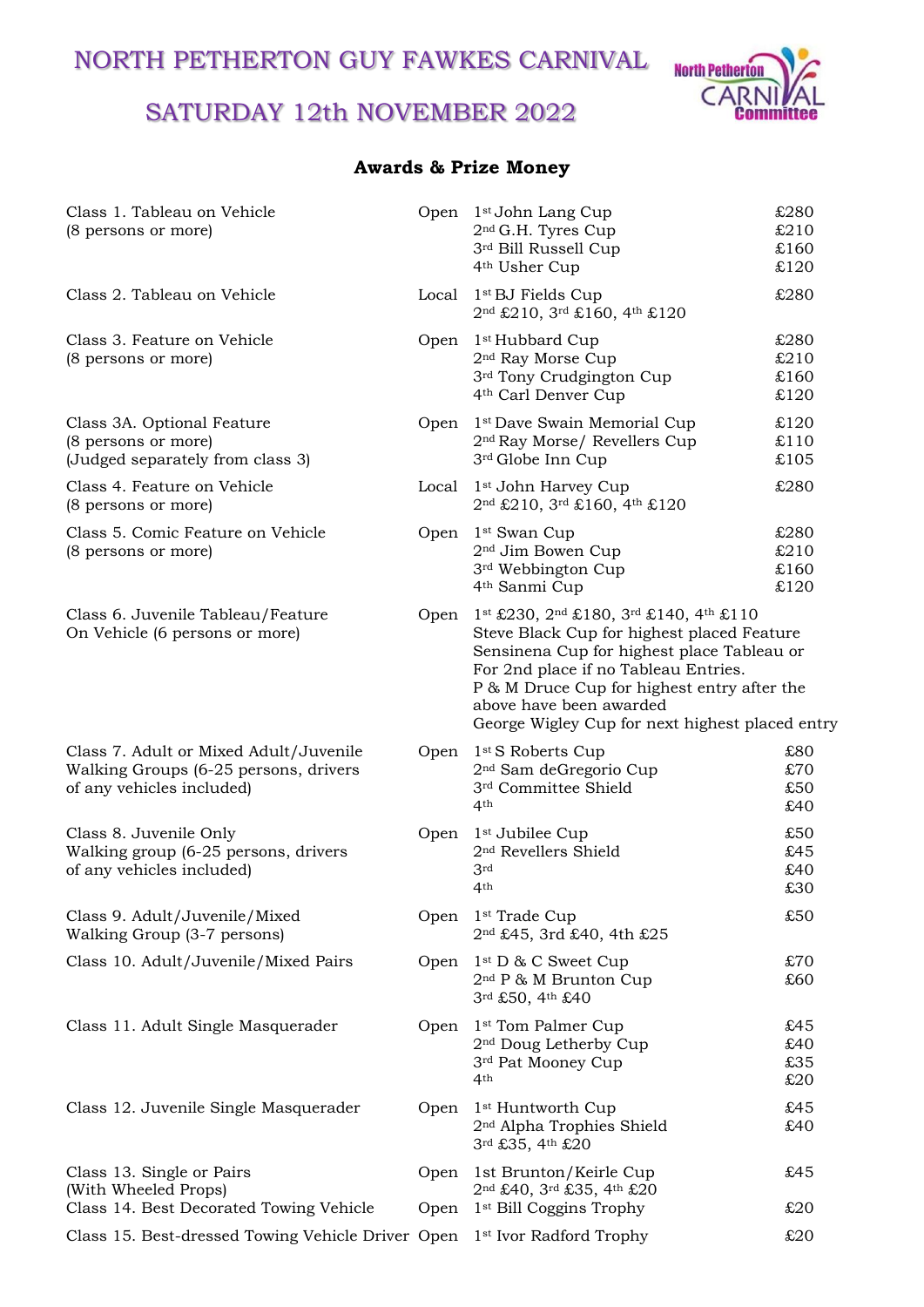# NORTH PETHERTON GUY FAWKES CARNIVAL

# SATURDAY 12th NOVEMBER 2022

## Awards & Prize Money

| Class | Entry | Awards | Prize |
|---|---|---|---|
| Class 1. Tableau on Vehicle (8 persons or more) | Open | 1st John Lang Cup | £280 |
| | | 2nd G.H. Tyres Cup | £210 |
| | | 3rd Bill Russell Cup | £160 |
| | | 4th Usher Cup | £120 |
| Class 2. Tableau on Vehicle | Local | 1st BJ Fields Cup | £280 |
| | | 2nd £210, 3rd £160, 4th £120 | |
| Class 3. Feature on Vehicle (8 persons or more) | Open | 1st Hubbard Cup | £280 |
| | | 2nd Ray Morse Cup | £210 |
| | | 3rd Tony Crudgington Cup | £160 |
| | | 4th Carl Denver Cup | £120 |
| Class 3A. Optional Feature (8 persons or more) (Judged separately from class 3) | Open | 1st Dave Swain Memorial Cup | £120 |
| | | 2nd Ray Morse/ Revellers Cup | £110 |
| | | 3rd Globe Inn Cup | £105 |
| Class 4. Feature on Vehicle (8 persons or more) | Local | 1st John Harvey Cup | £280 |
| | | 2nd £210, 3rd £160, 4th £120 | |
| Class 5. Comic Feature on Vehicle (8 persons or more) | Open | 1st Swan Cup | £280 |
| | | 2nd Jim Bowen Cup | £210 |
| | | 3rd Webbington Cup | £160 |
| | | 4th Sanmi Cup | £120 |
| Class 6. Juvenile Tableau/Feature On Vehicle (6 persons or more) | Open | 1st £230, 2nd £180, 3rd £140, 4th £110<br>Steve Black Cup for highest placed Feature<br>Sensinena Cup for highest place Tableau or For 2nd place if no Tableau Entries.<br>P & M Druce Cup for highest entry after the above have been awarded<br>George Wigley Cup for next highest placed entry | |
| Class 7. Adult or Mixed Adult/Juvenile Walking Groups (6-25 persons, drivers of any vehicles included) | Open | 1st S Roberts Cup | £80 |
| | | 2nd Sam deGregorio Cup | £70 |
| | | 3rd Committee Shield | £50 |
| | | 4th | £40 |
| Class 8. Juvenile Only Walking group (6-25 persons, drivers of any vehicles included) | Open | 1st Jubilee Cup | £50 |
| | | 2nd Revellers Shield | £45 |
| | | 3rd | £40 |
| | | 4th | £30 |
| Class 9. Adult/Juvenile/Mixed Walking Group (3-7 persons) | Open | 1st Trade Cup | £50 |
| | | 2nd £45, 3rd £40, 4th £25 | |
| Class 10. Adult/Juvenile/Mixed Pairs | Open | 1st D & C Sweet Cup | £70 |
| | | 2nd P & M Brunton Cup | £60 |
| | | 3rd £50, 4th £40 | |
| Class 11. Adult Single Masquerader | Open | 1st Tom Palmer Cup | £45 |
| | | 2nd Doug Letherby Cup | £40 |
| | | 3rd Pat Mooney Cup | £35 |
| | | 4th | £20 |
| Class 12. Juvenile Single Masquerader | Open | 1st Huntworth Cup | £45 |
| | | 2nd Alpha Trophies Shield | £40 |
| | | 3rd £35, 4th £20 | |
| Class 13. Single or Pairs (With Wheeled Props) | Open | 1st Brunton/Keirle Cup | £45 |
| | | 2nd £40, 3rd £35, 4th £20 | |
| Class 14. Best Decorated Towing Vehicle | Open | 1st Bill Coggins Trophy | £20 |
| Class 15. Best-dressed Towing Vehicle Driver | Open | 1st Ivor Radford Trophy | £20 |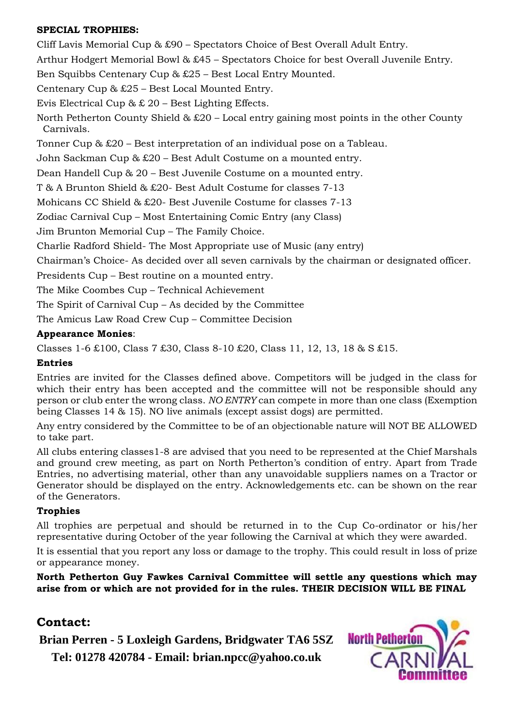**SPECIAL TROPHIES:**

Cliff Lavis Memorial Cup & £90 – Spectators Choice of Best Overall Adult Entry.

Arthur Hodgert Memorial Bowl & £45 – Spectators Choice for best Overall Juvenile Entry.

Ben Squibbs Centenary Cup & £25 – Best Local Entry Mounted.

Centenary Cup & £25 – Best Local Mounted Entry.

Evis Electrical Cup & £ 20 – Best Lighting Effects.

North Petherton County Shield & £20 – Local entry gaining most points in the other County Carnivals.

Tonner Cup & £20 – Best interpretation of an individual pose on a Tableau.

John Sackman Cup & £20 – Best Adult Costume on a mounted entry.

Dean Handell Cup & 20 – Best Juvenile Costume on a mounted entry.

T & A Brunton Shield & £20- Best Adult Costume for classes 7-13

Mohicans CC Shield & £20- Best Juvenile Costume for classes 7-13

Zodiac Carnival Cup – Most Entertaining Comic Entry (any Class)

Jim Brunton Memorial Cup – The Family Choice.

Charlie Radford Shield- The Most Appropriate use of Music (any entry)

Chairman's Choice- As decided over all seven carnivals by the chairman or designated officer.

Presidents Cup – Best routine on a mounted entry.

The Mike Coombes Cup – Technical Achievement

The Spirit of Carnival Cup – As decided by the Committee

The Amicus Law Road Crew Cup – Committee Decision

**Appearance Monies**:

Classes 1-6 £100, Class 7 £30, Class 8-10 £20, Class 11, 12, 13, 18 & S £15.

**Entries**

Entries are invited for the Classes defined above. Competitors will be judged in the class for which their entry has been accepted and the committee will not be responsible should any person or club enter the wrong class. *NO ENTRY* can compete in more than one class (Exemption being Classes 14 & 15). NO live animals (except assist dogs) are permitted.

Any entry considered by the Committee to be of an objectionable nature will NOT BE ALLOWED to take part.

All clubs entering classes1-8 are advised that you need to be represented at the Chief Marshals and ground crew meeting, as part on North Petherton's condition of entry. Apart from Trade Entries, no advertising material, other than any unavoidable suppliers names on a Tractor or Generator should be displayed on the entry. Acknowledgements etc. can be shown on the rear of the Generators.

**Trophies**

All trophies are perpetual and should be returned in to the Cup Co-ordinator or his/her representative during October of the year following the Carnival at which they were awarded.

It is essential that you report any loss or damage to the trophy. This could result in loss of prize or appearance money.

**North Petherton Guy Fawkes Carnival Committee will settle any questions which may arise from or which are not provided for in the rules. THEIR DECISION WILL BE FINAL**

## Contact:

**Brian Perren - 5 Loxleigh Gardens, Bridgwater TA6 5SZ**

**Tel: 01278 420784 - Email: brian.npcc@yahoo.co.uk**

North Petherton CARNIVAL Committee